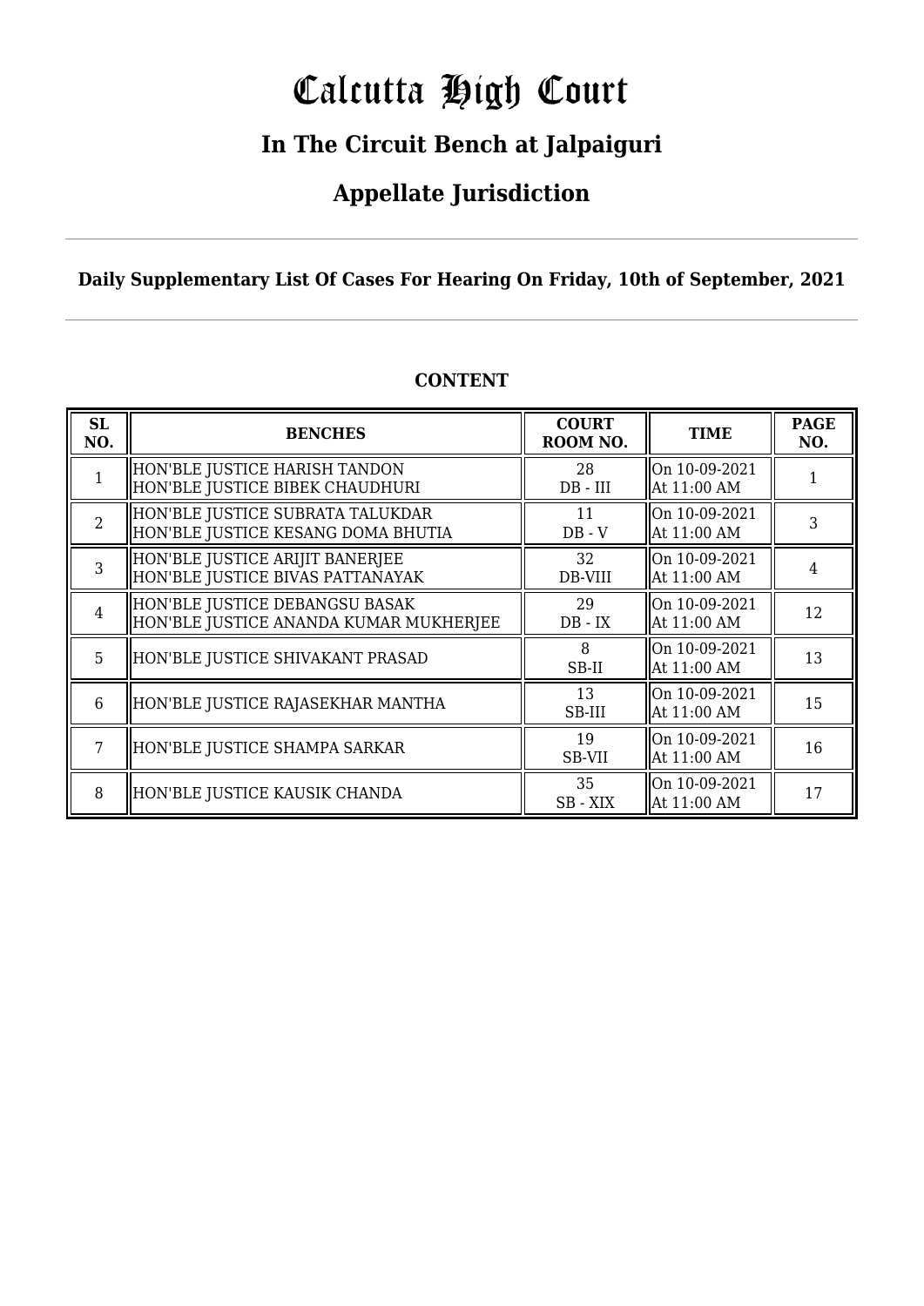# Calcutta High Court

## In The Circuit Bench at Jalpaiguri

## Appellate Jurisdiction

**Daily Supplementary List Of Cases For Hearing On Friday, 10th of September, 2021**

**CONTENT**

| SL NO. | BENCHES | COURT ROOM NO. | TIME | PAGE NO. |
|---|---|---|---|---|
| 1 | HON'BLE JUSTICE HARISH TANDON<br>HON'BLE JUSTICE BIBEK CHAUDHURI | 28<br>DB - III | On 10-09-2021<br>At 11:00 AM | 1 |
| 2 | HON'BLE JUSTICE SUBRATA TALUKDAR<br>HON'BLE JUSTICE KESANG DOMA BHUTIA | 11<br>DB - V | On 10-09-2021<br>At 11:00 AM | 3 |
| 3 | HON'BLE JUSTICE ARIJIT BANERJEE<br>HON'BLE JUSTICE BIVAS PATTANAYAK | 32<br>DB-VIII | On 10-09-2021<br>At 11:00 AM | 4 |
| 4 | HON'BLE JUSTICE DEBANGSU BASAK<br>HON'BLE JUSTICE ANANDA KUMAR MUKHERJEE | 29<br>DB - IX | On 10-09-2021<br>At 11:00 AM | 12 |
| 5 | HON'BLE JUSTICE SHIVAKANT PRASAD | 8<br>SB-II | On 10-09-2021<br>At 11:00 AM | 13 |
| 6 | HON'BLE JUSTICE RAJASEKHAR MANTHA | 13<br>SB-III | On 10-09-2021<br>At 11:00 AM | 15 |
| 7 | HON'BLE JUSTICE SHAMPA SARKAR | 19<br>SB-VII | On 10-09-2021<br>At 11:00 AM | 16 |
| 8 | HON'BLE JUSTICE KAUSIK CHANDA | 35<br>SB - XIX | On 10-09-2021<br>At 11:00 AM | 17 |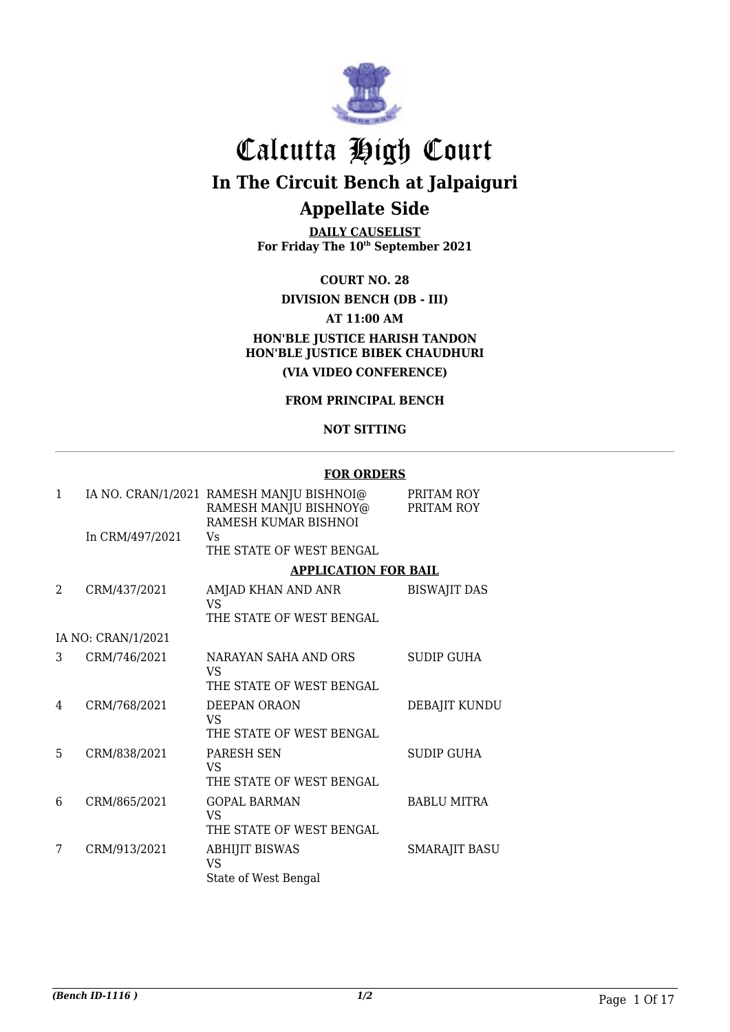# Calcutta High Court

## In The Circuit Bench at Jalpaiguri

## Appellate Side

**DAILY CAUSELIST**
**For Friday The 10th September 2021**

**COURT NO. 28**

**DIVISION BENCH (DB - III)**

**AT 11:00 AM**

**HON'BLE JUSTICE HARISH TANDON**
**HON'BLE JUSTICE BIBEK CHAUDHURI**

**(VIA VIDEO CONFERENCE)**

**FROM PRINCIPAL BENCH**

**NOT SITTING**

**FOR ORDERS**

| | | | |
|---|---|---|---|
| 1 | IA NO. CRAN/1/2021 In CRM/497/2021 | RAMESH MANJU BISHNOI@ RAMESH MANJU BISHNOY@ RAMESH KUMAR BISHNOI Vs THE STATE OF WEST BENGAL | PRITAM ROY PRITAM ROY |

**APPLICATION FOR BAIL**

| | | | |
|---|---|---|---|
| 2 | CRM/437/2021 IA NO: CRAN/1/2021 | AMJAD KHAN AND ANR VS THE STATE OF WEST BENGAL | BISWAJIT DAS |
| 3 | CRM/746/2021 | NARAYAN SAHA AND ORS VS THE STATE OF WEST BENGAL | SUDIP GUHA |
| 4 | CRM/768/2021 | DEEPAN ORAON VS THE STATE OF WEST BENGAL | DEBAJIT KUNDU |
| 5 | CRM/838/2021 | PARESH SEN VS THE STATE OF WEST BENGAL | SUDIP GUHA |
| 6 | CRM/865/2021 | GOPAL BARMAN VS THE STATE OF WEST BENGAL | BABLU MITRA |
| 7 | CRM/913/2021 | ABHIJIT BISWAS VS State of West Bengal | SMARAJIT BASU |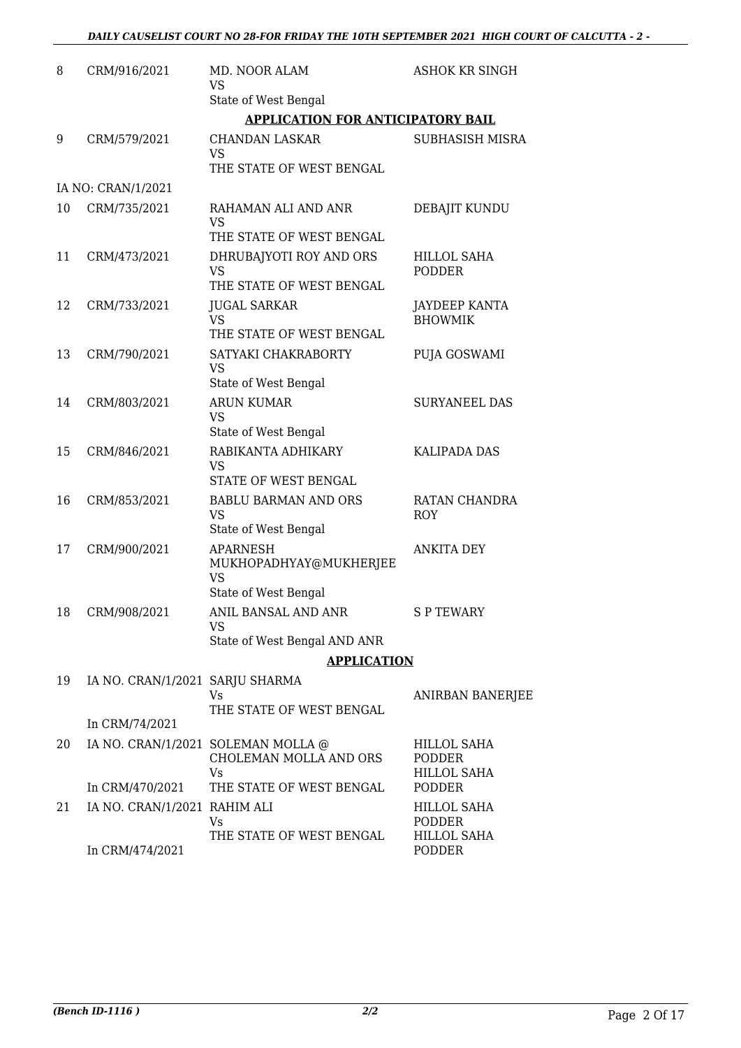| | | | |
|---|---|---|---|
| 8 | CRM/916/2021 | MD. NOOR ALAM<br>VS<br>State of West Bengal | ASHOK KR SINGH |

**APPLICATION FOR ANTICIPATORY BAIL**

| | | | |
|---|---|---|---|
| 9 | CRM/579/2021<br><br>IA NO: CRAN/1/2021 | CHANDAN LASKAR<br>VS<br>THE STATE OF WEST BENGAL | SUBHASISH MISRA |
| 10 | CRM/735/2021 | RAHAMAN ALI AND ANR<br>VS<br>THE STATE OF WEST BENGAL | DEBAJIT KUNDU |
| 11 | CRM/473/2021 | DHRUBAJYOTI ROY AND ORS<br>VS<br>THE STATE OF WEST BENGAL | HILLOL SAHA PODDER |
| 12 | CRM/733/2021 | JUGAL SARKAR<br>VS<br>THE STATE OF WEST BENGAL | JAYDEEP KANTA BHOWMIK |
| 13 | CRM/790/2021 | SATYAKI CHAKRABORTY<br>VS<br>State of West Bengal | PUJA GOSWAMI |
| 14 | CRM/803/2021 | ARUN KUMAR<br>VS<br>State of West Bengal | SURYANEEL DAS |
| 15 | CRM/846/2021 | RABIKANTA ADHIKARY<br>VS<br>STATE OF WEST BENGAL | KALIPADA DAS |
| 16 | CRM/853/2021 | BABLU BARMAN AND ORS<br>VS<br>State of West Bengal | RATAN CHANDRA ROY |
| 17 | CRM/900/2021 | APARNESH MUKHOPADHYAY@MUKHERJEE<br>VS<br>State of West Bengal | ANKITA DEY |
| 18 | CRM/908/2021 | ANIL BANSAL AND ANR<br>VS<br>State of West Bengal AND ANR | S P TEWARY |

**APPLICATION**

| | | | |
|---|---|---|---|
| 19 | IA NO. CRAN/1/2021<br>In CRM/74/2021 | SARJU SHARMA<br>Vs<br>THE STATE OF WEST BENGAL | ANIRBAN BANERJEE |
| 20 | IA NO. CRAN/1/2021<br>In CRM/470/2021 | SOLEMAN MOLLA @ CHOLEMAN MOLLA AND ORS<br>Vs<br>THE STATE OF WEST BENGAL | HILLOL SAHA PODDER<br>HILLOL SAHA PODDER |
| 21 | IA NO. CRAN/1/2021<br>In CRM/474/2021 | RAHIM ALI<br>Vs<br>THE STATE OF WEST BENGAL | HILLOL SAHA PODDER<br>HILLOL SAHA PODDER |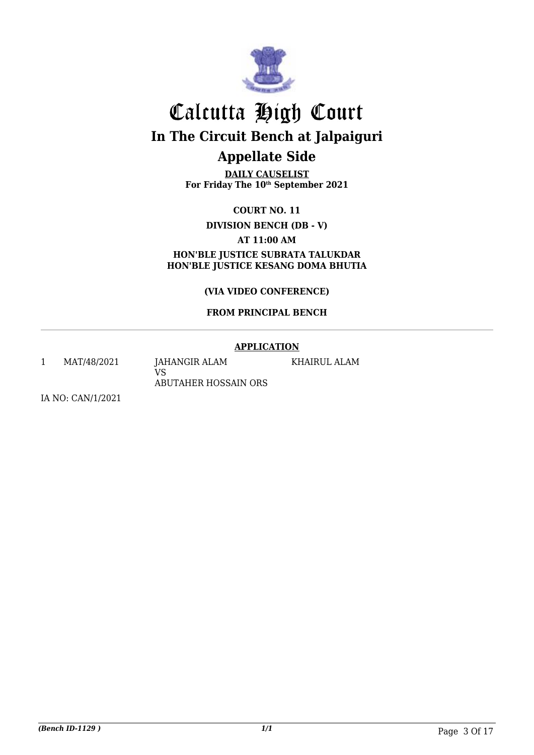# Calcutta High Court

## In The Circuit Bench at Jalpaiguri

## Appellate Side

**DAILY CAUSELIST**
**For Friday The 10th September 2021**

**COURT NO. 11**

**DIVISION BENCH (DB - V)**

**AT 11:00 AM**

**HON'BLE JUSTICE SUBRATA TALUKDAR**
**HON'BLE JUSTICE KESANG DOMA BHUTIA**

**(VIA VIDEO CONFERENCE)**

**FROM PRINCIPAL BENCH**

**APPLICATION**

| | | | |
|---|---|---|---|
| 1 | MAT/48/2021 | JAHANGIR ALAM<br>VS<br>ABUTAHER HOSSAIN ORS | KHAIRUL ALAM |

IA NO: CAN/1/2021

*(Bench ID-1129 )* *1/1*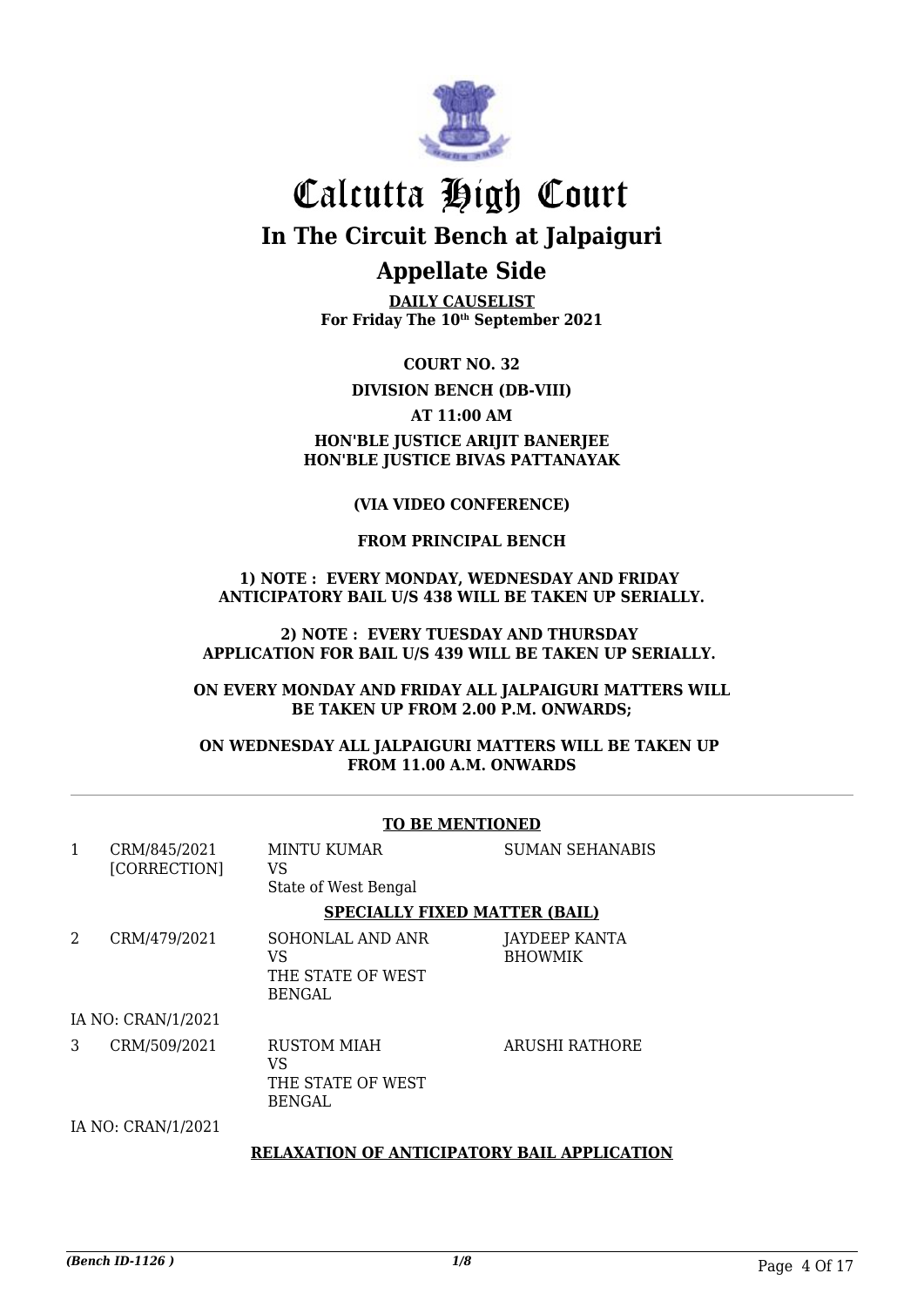# Calcutta High Court

## In The Circuit Bench at Jalpaiguri

## Appellate Side

**DAILY CAUSELIST**
**For Friday The 10th September 2021**

**COURT NO. 32**

**DIVISION BENCH (DB-VIII)**

**AT 11:00 AM**

**HON'BLE JUSTICE ARIJIT BANERJEE**
**HON'BLE JUSTICE BIVAS PATTANAYAK**

**(VIA VIDEO CONFERENCE)**

**FROM PRINCIPAL BENCH**

**1) NOTE : EVERY MONDAY, WEDNESDAY AND FRIDAY ANTICIPATORY BAIL U/S 438 WILL BE TAKEN UP SERIALLY.**

**2) NOTE : EVERY TUESDAY AND THURSDAY APPLICATION FOR BAIL U/S 439 WILL BE TAKEN UP SERIALLY.**

**ON EVERY MONDAY AND FRIDAY ALL JALPAIGURI MATTERS WILL BE TAKEN UP FROM 2.00 P.M. ONWARDS;**

**ON WEDNESDAY ALL JALPAIGURI MATTERS WILL BE TAKEN UP FROM 11.00 A.M. ONWARDS**

---

**TO BE MENTIONED**

| | | | |
|---|---|---|---|
| 1 | CRM/845/2021 [CORRECTION] | MINTU KUMAR VS State of West Bengal | SUMAN SEHANABIS |

**SPECIALLY FIXED MATTER (BAIL)**

| | | | |
|---|---|---|---|
| 2 | CRM/479/2021 | SOHONLAL AND ANR VS THE STATE OF WEST BENGAL | JAYDEEP KANTA BHOWMIK |
| | IA NO: CRAN/1/2021 | | |
| 3 | CRM/509/2021 | RUSTOM MIAH VS THE STATE OF WEST BENGAL | ARUSHI RATHORE |
| | IA NO: CRAN/1/2021 | | |

**RELAXATION OF ANTICIPATORY BAIL APPLICATION**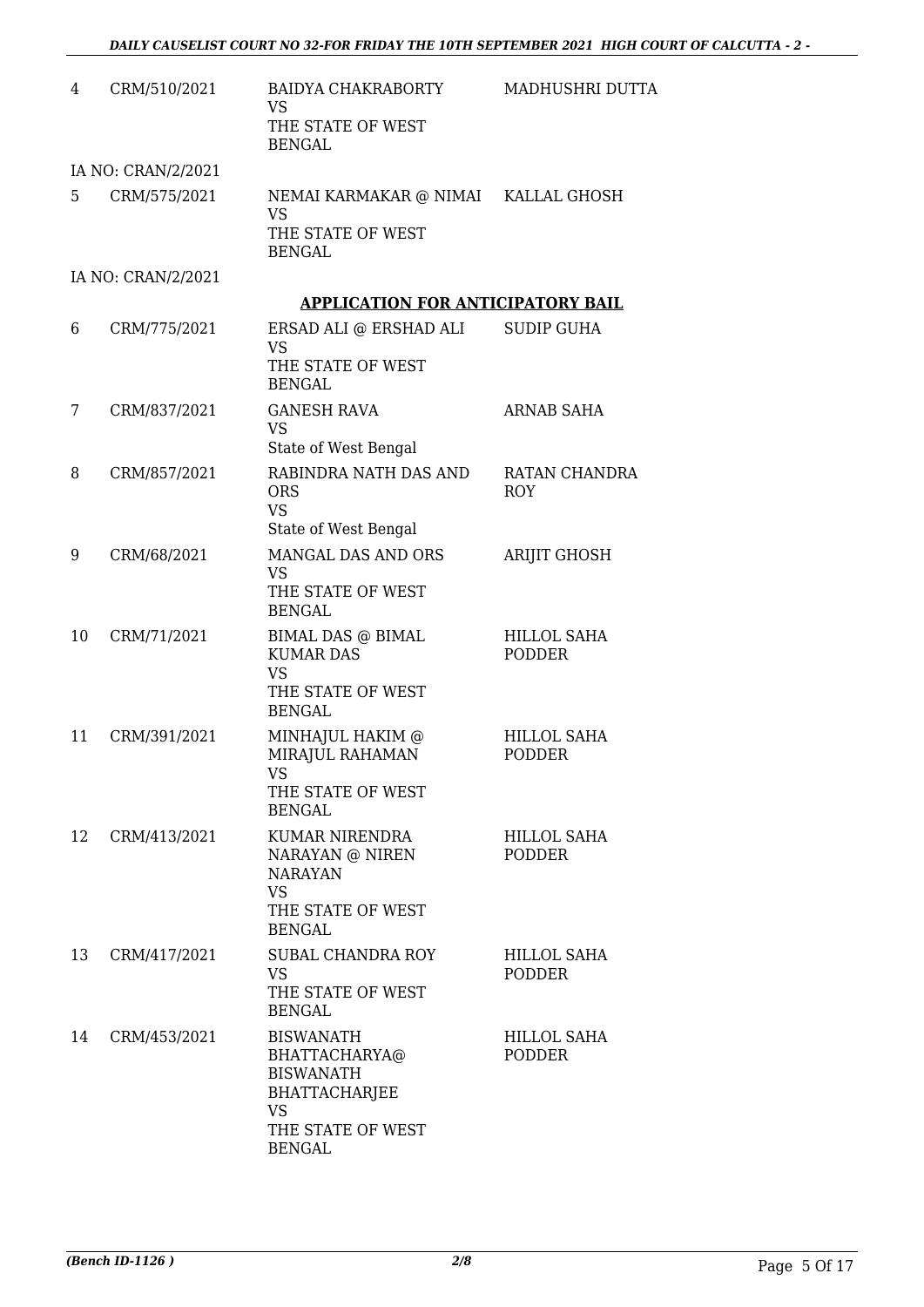| | | | |
|---|---|---|---|
| 4 | CRM/510/2021 | BAIDYA CHAKRABORTY<br>VS<br>THE STATE OF WEST BENGAL | MADHUSHRI DUTTA |
| | IA NO: CRAN/2/2021 | | |
| 5 | CRM/575/2021 | NEMAI KARMAKAR @ NIMAI<br>VS<br>THE STATE OF WEST BENGAL | KALLAL GHOSH |
| | IA NO: CRAN/2/2021 | | |

**APPLICATION FOR ANTICIPATORY BAIL**

| | | | |
|---|---|---|---|
| 6 | CRM/775/2021 | ERSAD ALI @ ERSHAD ALI<br>VS<br>THE STATE OF WEST BENGAL | SUDIP GUHA |
| 7 | CRM/837/2021 | GANESH RAVA<br>VS<br>State of West Bengal | ARNAB SAHA |
| 8 | CRM/857/2021 | RABINDRA NATH DAS AND ORS<br>VS<br>State of West Bengal | RATAN CHANDRA ROY |
| 9 | CRM/68/2021 | MANGAL DAS AND ORS<br>VS<br>THE STATE OF WEST BENGAL | ARIJIT GHOSH |
| 10 | CRM/71/2021 | BIMAL DAS @ BIMAL KUMAR DAS<br>VS<br>THE STATE OF WEST BENGAL | HILLOL SAHA PODDER |
| 11 | CRM/391/2021 | MINHAJUL HAKIM @ MIRAJUL RAHAMAN<br>VS<br>THE STATE OF WEST BENGAL | HILLOL SAHA PODDER |
| 12 | CRM/413/2021 | KUMAR NIRENDRA NARAYAN @ NIREN NARAYAN<br>VS<br>THE STATE OF WEST BENGAL | HILLOL SAHA PODDER |
| 13 | CRM/417/2021 | SUBAL CHANDRA ROY<br>VS<br>THE STATE OF WEST BENGAL | HILLOL SAHA PODDER |
| 14 | CRM/453/2021 | BISWANATH BHATTACHARYA@ BISWANATH BHATTACHARJEE<br>VS<br>THE STATE OF WEST BENGAL | HILLOL SAHA PODDER |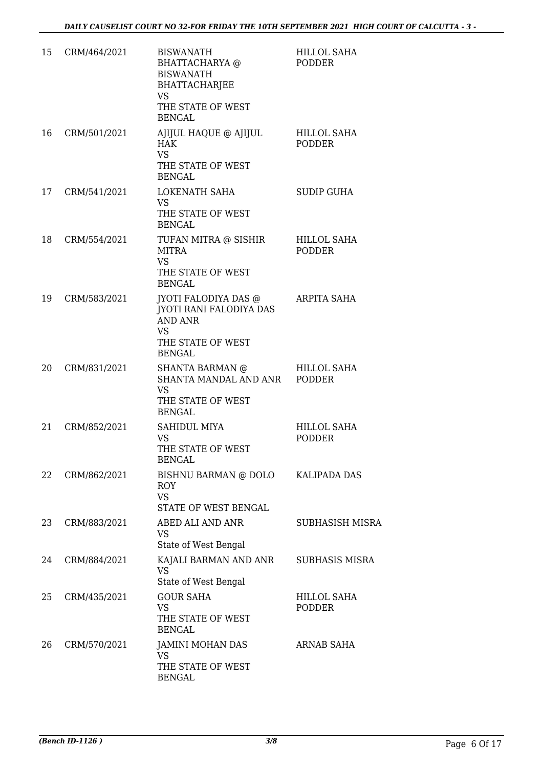| | | | |
|---|---|---|---|
| 15 | CRM/464/2021 | BISWANATH BHATTACHARYA @ BISWANATH BHATTACHARJEE VS THE STATE OF WEST BENGAL | HILLOL SAHA PODDER |
| 16 | CRM/501/2021 | AJIJUL HAQUE @ AJIJUL HAK VS THE STATE OF WEST BENGAL | HILLOL SAHA PODDER |
| 17 | CRM/541/2021 | LOKENATH SAHA VS THE STATE OF WEST BENGAL | SUDIP GUHA |
| 18 | CRM/554/2021 | TUFAN MITRA @ SISHIR MITRA VS THE STATE OF WEST BENGAL | HILLOL SAHA PODDER |
| 19 | CRM/583/2021 | JYOTI FALODIYA DAS @ JYOTI RANI FALODIYA DAS AND ANR VS THE STATE OF WEST BENGAL | ARPITA SAHA |
| 20 | CRM/831/2021 | SHANTA BARMAN @ SHANTA MANDAL AND ANR VS THE STATE OF WEST BENGAL | HILLOL SAHA PODDER |
| 21 | CRM/852/2021 | SAHIDUL MIYA VS THE STATE OF WEST BENGAL | HILLOL SAHA PODDER |
| 22 | CRM/862/2021 | BISHNU BARMAN @ DOLO ROY VS STATE OF WEST BENGAL | KALIPADA DAS |
| 23 | CRM/883/2021 | ABED ALI AND ANR VS State of West Bengal | SUBHASISH MISRA |
| 24 | CRM/884/2021 | KAJALI BARMAN AND ANR VS State of West Bengal | SUBHASIS MISRA |
| 25 | CRM/435/2021 | GOUR SAHA VS THE STATE OF WEST BENGAL | HILLOL SAHA PODDER |
| 26 | CRM/570/2021 | JAMINI MOHAN DAS VS THE STATE OF WEST BENGAL | ARNAB SAHA |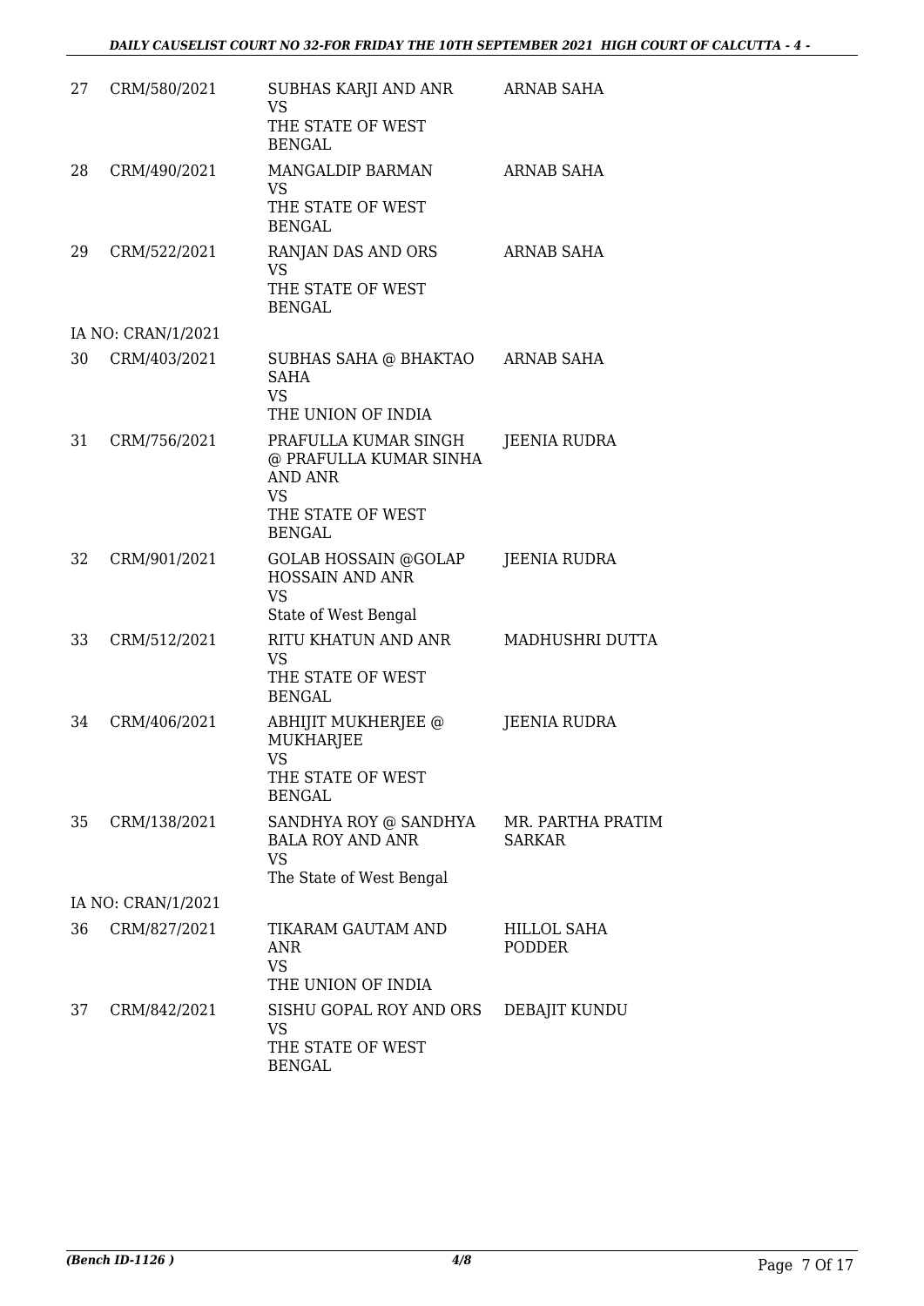| | | | |
|---|---|---|---|
| 27 | CRM/580/2021 | SUBHAS KARJI AND ANR<br>VS<br>THE STATE OF WEST BENGAL | ARNAB SAHA |
| 28 | CRM/490/2021 | MANGALDIP BARMAN<br>VS<br>THE STATE OF WEST BENGAL | ARNAB SAHA |
| 29 | CRM/522/2021 | RANJAN DAS AND ORS<br>VS<br>THE STATE OF WEST BENGAL | ARNAB SAHA |
| | IA NO: CRAN/1/2021 | | |
| 30 | CRM/403/2021 | SUBHAS SAHA @ BHAKTAO SAHA<br>VS<br>THE UNION OF INDIA | ARNAB SAHA |
| 31 | CRM/756/2021 | PRAFULLA KUMAR SINGH @ PRAFULLA KUMAR SINHA AND ANR<br>VS<br>THE STATE OF WEST BENGAL | JEENIA RUDRA |
| 32 | CRM/901/2021 | GOLAB HOSSAIN @GOLAP HOSSAIN AND ANR<br>VS<br>State of West Bengal | JEENIA RUDRA |
| 33 | CRM/512/2021 | RITU KHATUN AND ANR<br>VS<br>THE STATE OF WEST BENGAL | MADHUSHRI DUTTA |
| 34 | CRM/406/2021 | ABHIJIT MUKHERJEE @ MUKHARJEE<br>VS<br>THE STATE OF WEST BENGAL | JEENIA RUDRA |
| 35 | CRM/138/2021 | SANDHYA ROY @ SANDHYA BALA ROY AND ANR<br>VS<br>The State of West Bengal | MR. PARTHA PRATIM SARKAR |
| | IA NO: CRAN/1/2021 | | |
| 36 | CRM/827/2021 | TIKARAM GAUTAM AND ANR<br>VS<br>THE UNION OF INDIA | HILLOL SAHA PODDER |
| 37 | CRM/842/2021 | SISHU GOPAL ROY AND ORS<br>VS<br>THE STATE OF WEST BENGAL | DEBAJIT KUNDU |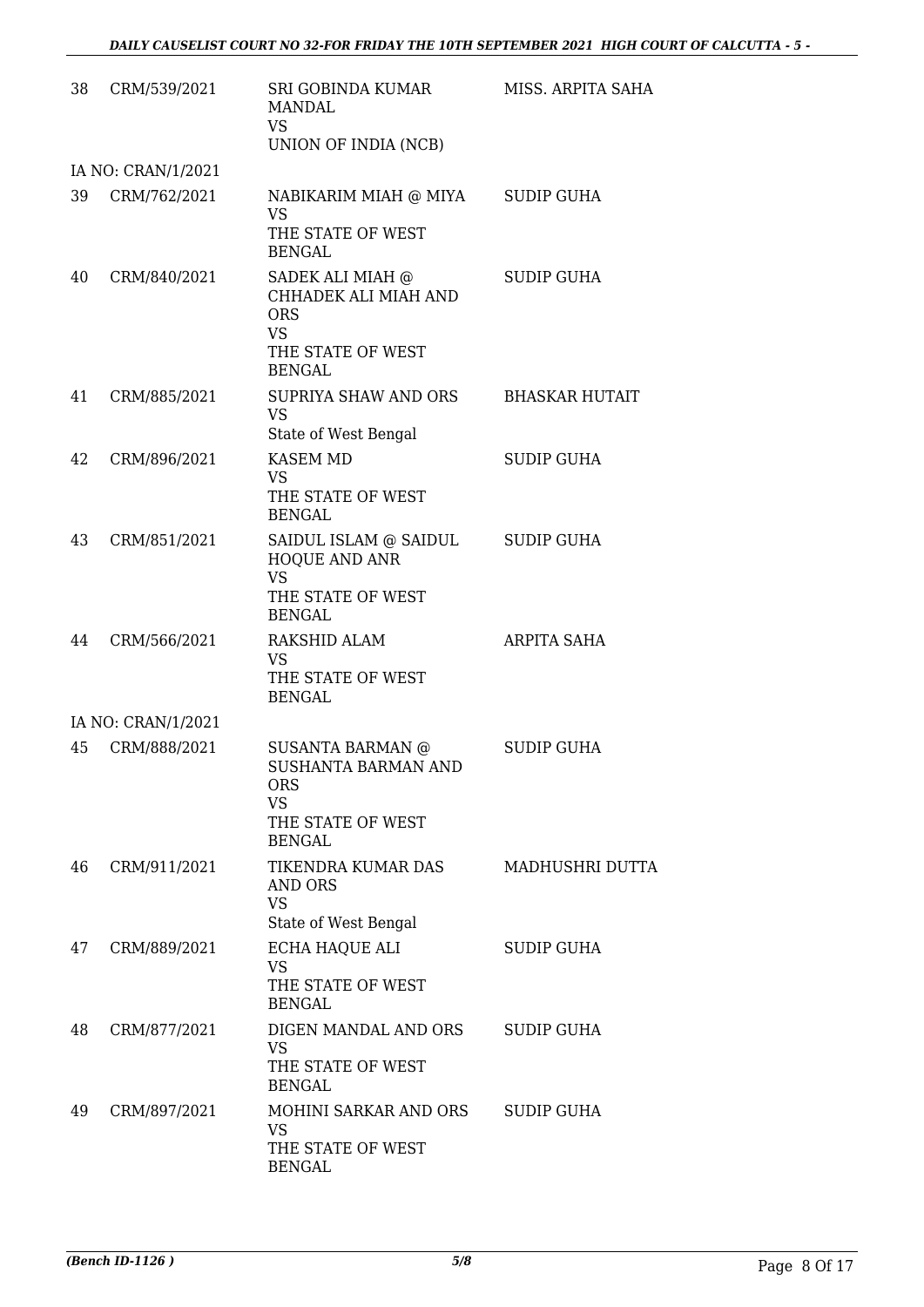| | | | |
|---|---|---|---|
| 38 | CRM/539/2021 | SRI GOBINDA KUMAR MANDAL<br>VS<br>UNION OF INDIA (NCB) | MISS. ARPITA SAHA |
| | IA NO: CRAN/1/2021 | | |
| 39 | CRM/762/2021 | NABIKARIM MIAH @ MIYA<br>VS<br>THE STATE OF WEST BENGAL | SUDIP GUHA |
| 40 | CRM/840/2021 | SADEK ALI MIAH @ CHHADEK ALI MIAH AND ORS<br>VS<br>THE STATE OF WEST BENGAL | SUDIP GUHA |
| 41 | CRM/885/2021 | SUPRIYA SHAW AND ORS<br>VS<br>State of West Bengal | BHASKAR HUTAIT |
| 42 | CRM/896/2021 | KASEM MD<br>VS<br>THE STATE OF WEST BENGAL | SUDIP GUHA |
| 43 | CRM/851/2021 | SAIDUL ISLAM @ SAIDUL HOQUE AND ANR<br>VS<br>THE STATE OF WEST BENGAL | SUDIP GUHA |
| 44 | CRM/566/2021 | RAKSHID ALAM<br>VS<br>THE STATE OF WEST BENGAL | ARPITA SAHA |
| | IA NO: CRAN/1/2021 | | |
| 45 | CRM/888/2021 | SUSANTA BARMAN @ SUSHANTA BARMAN AND ORS<br>VS<br>THE STATE OF WEST BENGAL | SUDIP GUHA |
| 46 | CRM/911/2021 | TIKENDRA KUMAR DAS AND ORS<br>VS<br>State of West Bengal | MADHUSHRI DUTTA |
| 47 | CRM/889/2021 | ECHA HAQUE ALI<br>VS<br>THE STATE OF WEST BENGAL | SUDIP GUHA |
| 48 | CRM/877/2021 | DIGEN MANDAL AND ORS<br>VS<br>THE STATE OF WEST BENGAL | SUDIP GUHA |
| 49 | CRM/897/2021 | MOHINI SARKAR AND ORS<br>VS<br>THE STATE OF WEST BENGAL | SUDIP GUHA |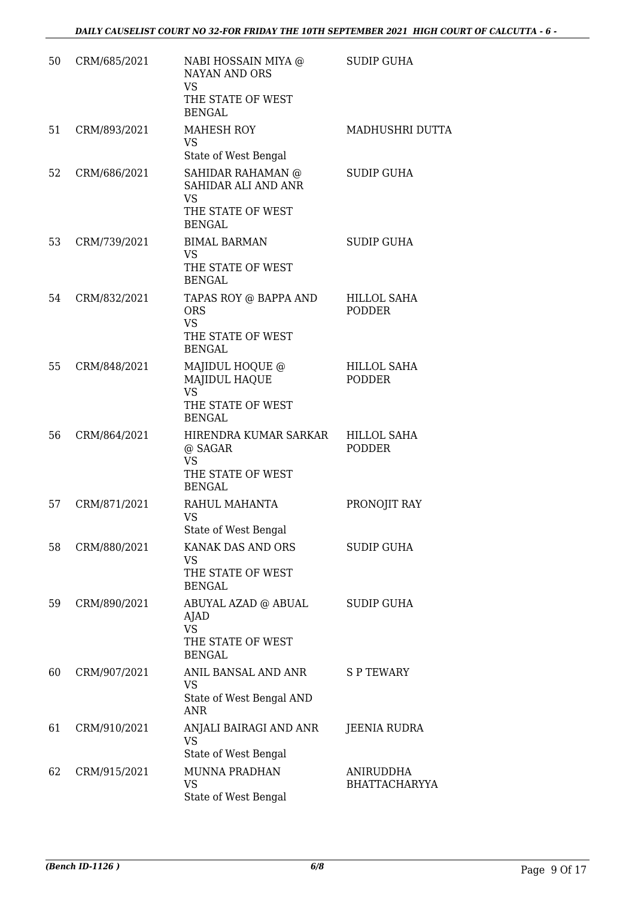| 50 | CRM/685/2021 | NABI HOSSAIN MIYA @ NAYAN AND ORS<br>VS<br>THE STATE OF WEST BENGAL | SUDIP GUHA |
|---|---|---|---|
| 51 | CRM/893/2021 | MAHESH ROY<br>VS<br>State of West Bengal | MADHUSHRI DUTTA |
| 52 | CRM/686/2021 | SAHIDAR RAHAMAN @ SAHIDAR ALI AND ANR<br>VS<br>THE STATE OF WEST BENGAL | SUDIP GUHA |
| 53 | CRM/739/2021 | BIMAL BARMAN<br>VS<br>THE STATE OF WEST BENGAL | SUDIP GUHA |
| 54 | CRM/832/2021 | TAPAS ROY @ BAPPA AND ORS<br>VS<br>THE STATE OF WEST BENGAL | HILLOL SAHA PODDER |
| 55 | CRM/848/2021 | MAJIDUL HOQUE @ MAJIDUL HAQUE<br>VS<br>THE STATE OF WEST BENGAL | HILLOL SAHA PODDER |
| 56 | CRM/864/2021 | HIRENDRA KUMAR SARKAR @ SAGAR<br>VS<br>THE STATE OF WEST BENGAL | HILLOL SAHA PODDER |
| 57 | CRM/871/2021 | RAHUL MAHANTA<br>VS<br>State of West Bengal | PRONOJIT RAY |
| 58 | CRM/880/2021 | KANAK DAS AND ORS<br>VS<br>THE STATE OF WEST BENGAL | SUDIP GUHA |
| 59 | CRM/890/2021 | ABUYAL AZAD @ ABUAL AJAD<br>VS<br>THE STATE OF WEST BENGAL | SUDIP GUHA |
| 60 | CRM/907/2021 | ANIL BANSAL AND ANR<br>VS<br>State of West Bengal AND ANR | S P TEWARY |
| 61 | CRM/910/2021 | ANJALI BAIRAGI AND ANR<br>VS<br>State of West Bengal | JEENIA RUDRA |
| 62 | CRM/915/2021 | MUNNA PRADHAN<br>VS<br>State of West Bengal | ANIRUDDHA BHATTACHARYYA |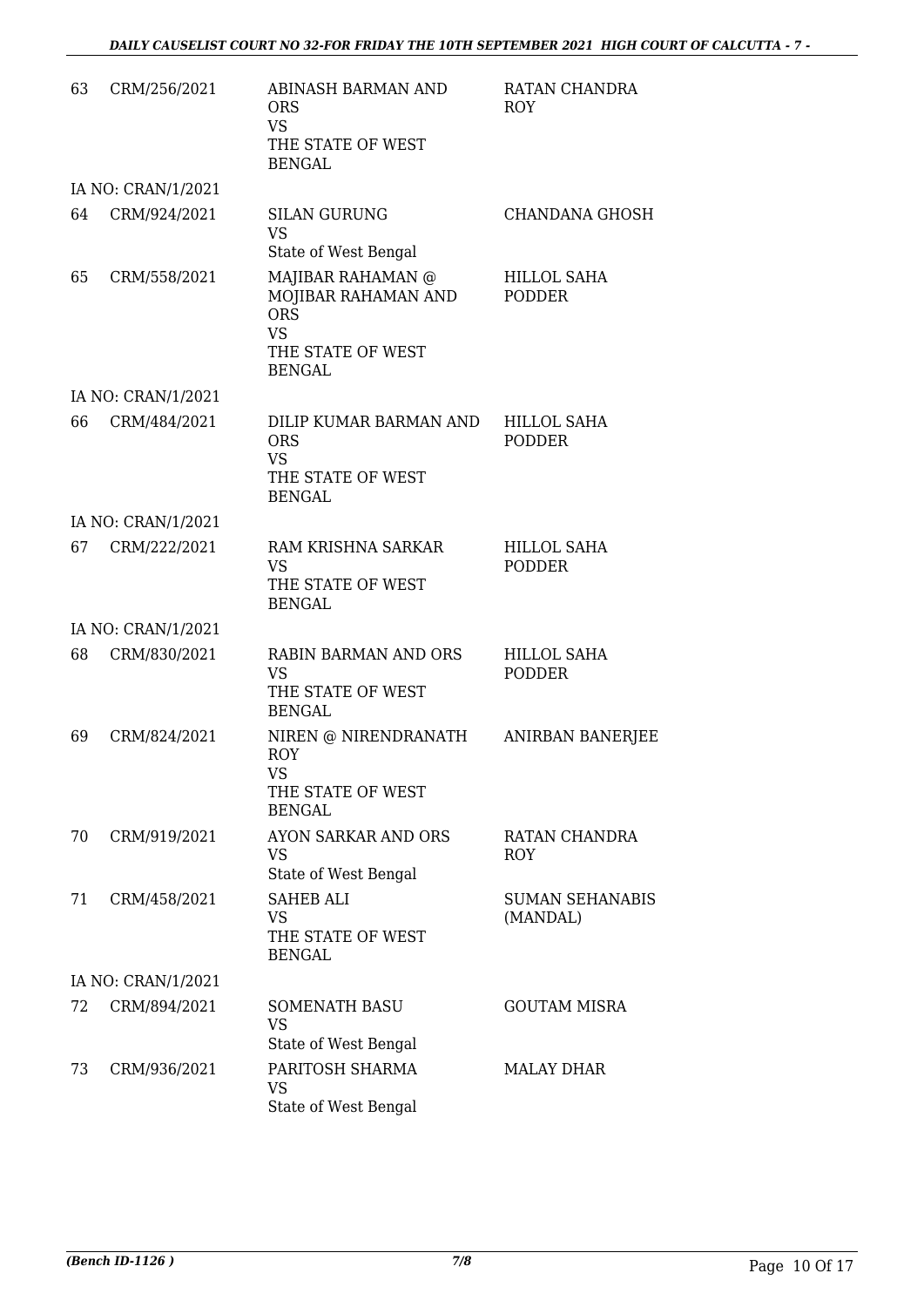| | | | |
|---|---|---|---|
| 63 | CRM/256/2021 | ABINASH BARMAN AND ORS<br>VS<br>THE STATE OF WEST BENGAL | RATAN CHANDRA ROY |
| | IA NO: CRAN/1/2021 | | |
| 64 | CRM/924/2021 | SILAN GURUNG<br>VS<br>State of West Bengal | CHANDANA GHOSH |
| 65 | CRM/558/2021 | MAJIBAR RAHAMAN @ MOJIBAR RAHAMAN AND ORS<br>VS<br>THE STATE OF WEST BENGAL | HILLOL SAHA PODDER |
| | IA NO: CRAN/1/2021 | | |
| 66 | CRM/484/2021 | DILIP KUMAR BARMAN AND ORS<br>VS<br>THE STATE OF WEST BENGAL | HILLOL SAHA PODDER |
| | IA NO: CRAN/1/2021 | | |
| 67 | CRM/222/2021 | RAM KRISHNA SARKAR<br>VS<br>THE STATE OF WEST BENGAL | HILLOL SAHA PODDER |
| | IA NO: CRAN/1/2021 | | |
| 68 | CRM/830/2021 | RABIN BARMAN AND ORS<br>VS<br>THE STATE OF WEST BENGAL | HILLOL SAHA PODDER |
| 69 | CRM/824/2021 | NIREN @ NIRENDRANATH ROY<br>VS<br>THE STATE OF WEST BENGAL | ANIRBAN BANERJEE |
| 70 | CRM/919/2021 | AYON SARKAR AND ORS<br>VS<br>State of West Bengal | RATAN CHANDRA ROY |
| 71 | CRM/458/2021 | SAHEB ALI<br>VS<br>THE STATE OF WEST BENGAL | SUMAN SEHANABIS (MANDAL) |
| | IA NO: CRAN/1/2021 | | |
| 72 | CRM/894/2021 | SOMENATH BASU<br>VS<br>State of West Bengal | GOUTAM MISRA |
| 73 | CRM/936/2021 | PARITOSH SHARMA<br>VS<br>State of West Bengal | MALAY DHAR |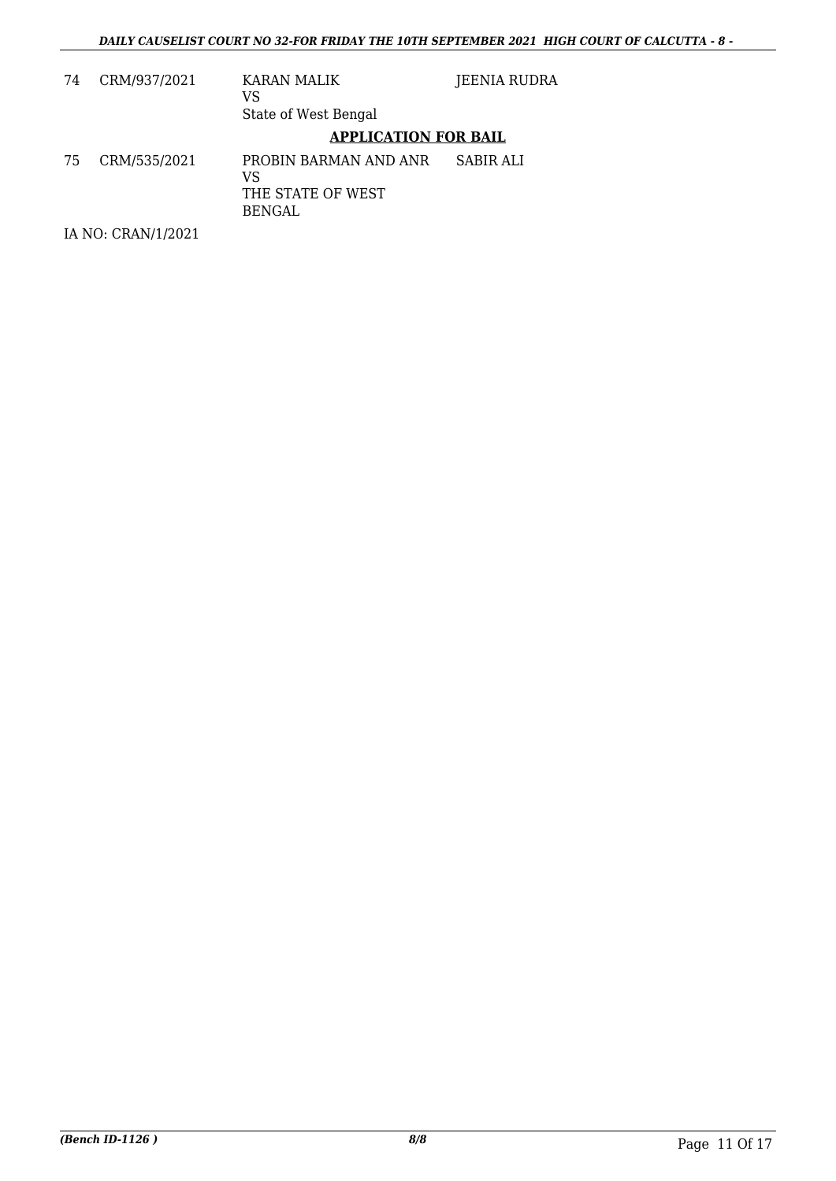| | | | |
|---|---|---|---|
| 74 | CRM/937/2021 | KARAN MALIK<br>VS<br>State of West Bengal | JEENIA RUDRA |

**APPLICATION FOR BAIL**

| | | | |
|---|---|---|---|
| 75 | CRM/535/2021 | PROBIN BARMAN AND ANR<br>VS<br>THE STATE OF WEST BENGAL | SABIR ALI |

IA NO: CRAN/1/2021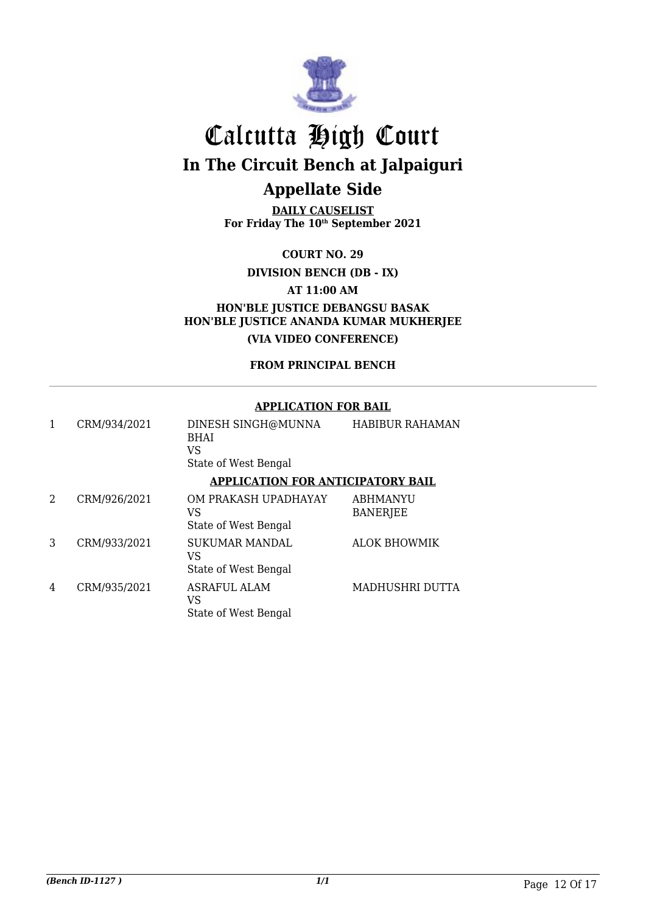# Calcutta High Court

## In The Circuit Bench at Jalpaiguri

## Appellate Side

**DAILY CAUSELIST**
**For Friday The 10th September 2021**

**COURT NO. 29**

**DIVISION BENCH (DB - IX)**

**AT 11:00 AM**

**HON'BLE JUSTICE DEBANGSU BASAK**
**HON'BLE JUSTICE ANANDA KUMAR MUKHERJEE**

**(VIA VIDEO CONFERENCE)**

**FROM PRINCIPAL BENCH**

**APPLICATION FOR BAIL**

| | | | |
|---|---|---|---|
| 1 | CRM/934/2021 | DINESH SINGH@MUNNA BHAI VS State of West Bengal | HABIBUR RAHAMAN |

**APPLICATION FOR ANTICIPATORY BAIL**

| | | | |
|---|---|---|---|
| 2 | CRM/926/2021 | OM PRAKASH UPADHAYAY VS State of West Bengal | ABHMANYU BANERJEE |
| 3 | CRM/933/2021 | SUKUMAR MANDAL VS State of West Bengal | ALOK BHOWMIK |
| 4 | CRM/935/2021 | ASRAFUL ALAM VS State of West Bengal | MADHUSHRI DUTTA |

*(Bench ID-1127 )* 1/1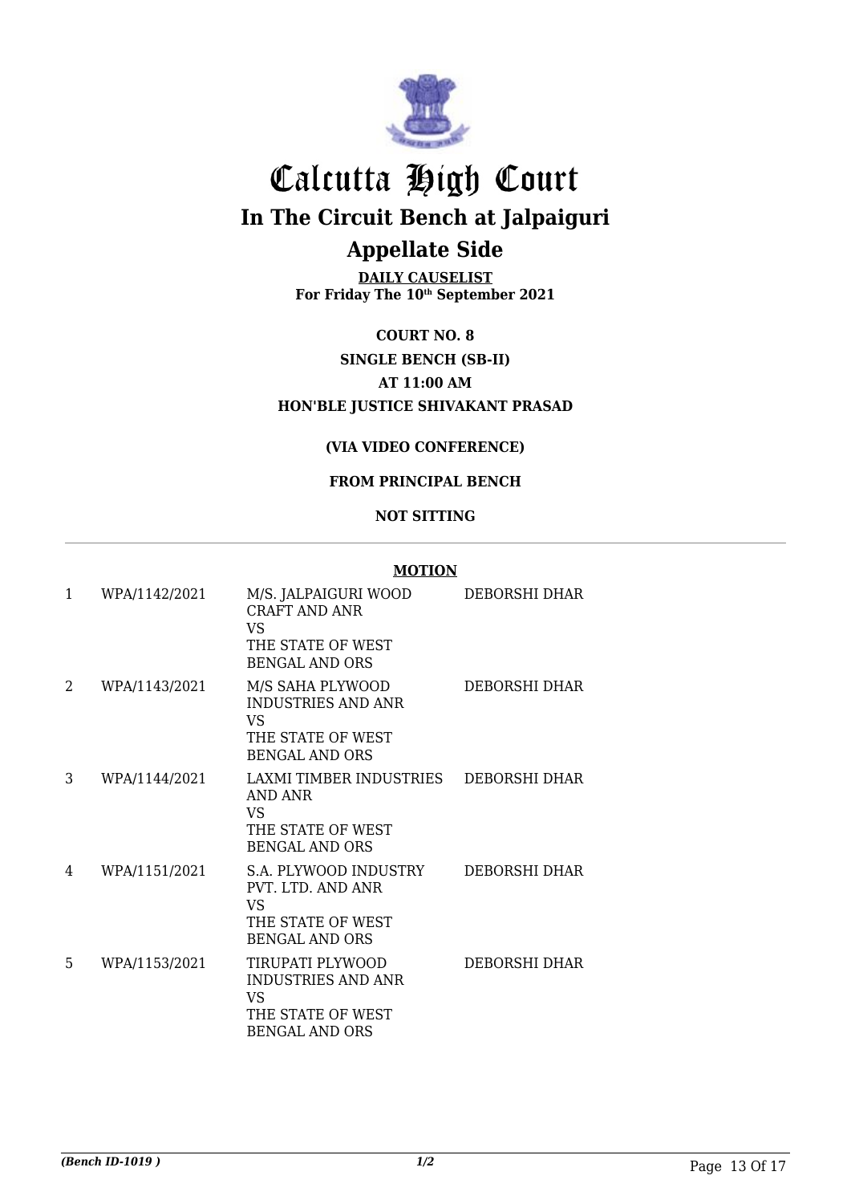# Calcutta High Court

## In The Circuit Bench at Jalpaiguri

## Appellate Side

**DAILY CAUSELIST**
**For Friday The 10th September 2021**

**COURT NO. 8**

**SINGLE BENCH (SB-II)**

**AT 11:00 AM**

**HON'BLE JUSTICE SHIVAKANT PRASAD**

**(VIA VIDEO CONFERENCE)**

**FROM PRINCIPAL BENCH**

**NOT SITTING**

**MOTION**

| | | | |
|---|---|---|---|
| 1 | WPA/1142/2021 | M/S. JALPAIGURI WOOD CRAFT AND ANR VS THE STATE OF WEST BENGAL AND ORS | DEBORSHI DHAR |
| 2 | WPA/1143/2021 | M/S SAHA PLYWOOD INDUSTRIES AND ANR VS THE STATE OF WEST BENGAL AND ORS | DEBORSHI DHAR |
| 3 | WPA/1144/2021 | LAXMI TIMBER INDUSTRIES AND ANR VS THE STATE OF WEST BENGAL AND ORS | DEBORSHI DHAR |
| 4 | WPA/1151/2021 | S.A. PLYWOOD INDUSTRY PVT. LTD. AND ANR VS THE STATE OF WEST BENGAL AND ORS | DEBORSHI DHAR |
| 5 | WPA/1153/2021 | TIRUPATI PLYWOOD INDUSTRIES AND ANR VS THE STATE OF WEST BENGAL AND ORS | DEBORSHI DHAR |

*(Bench ID-1019 )* 1/2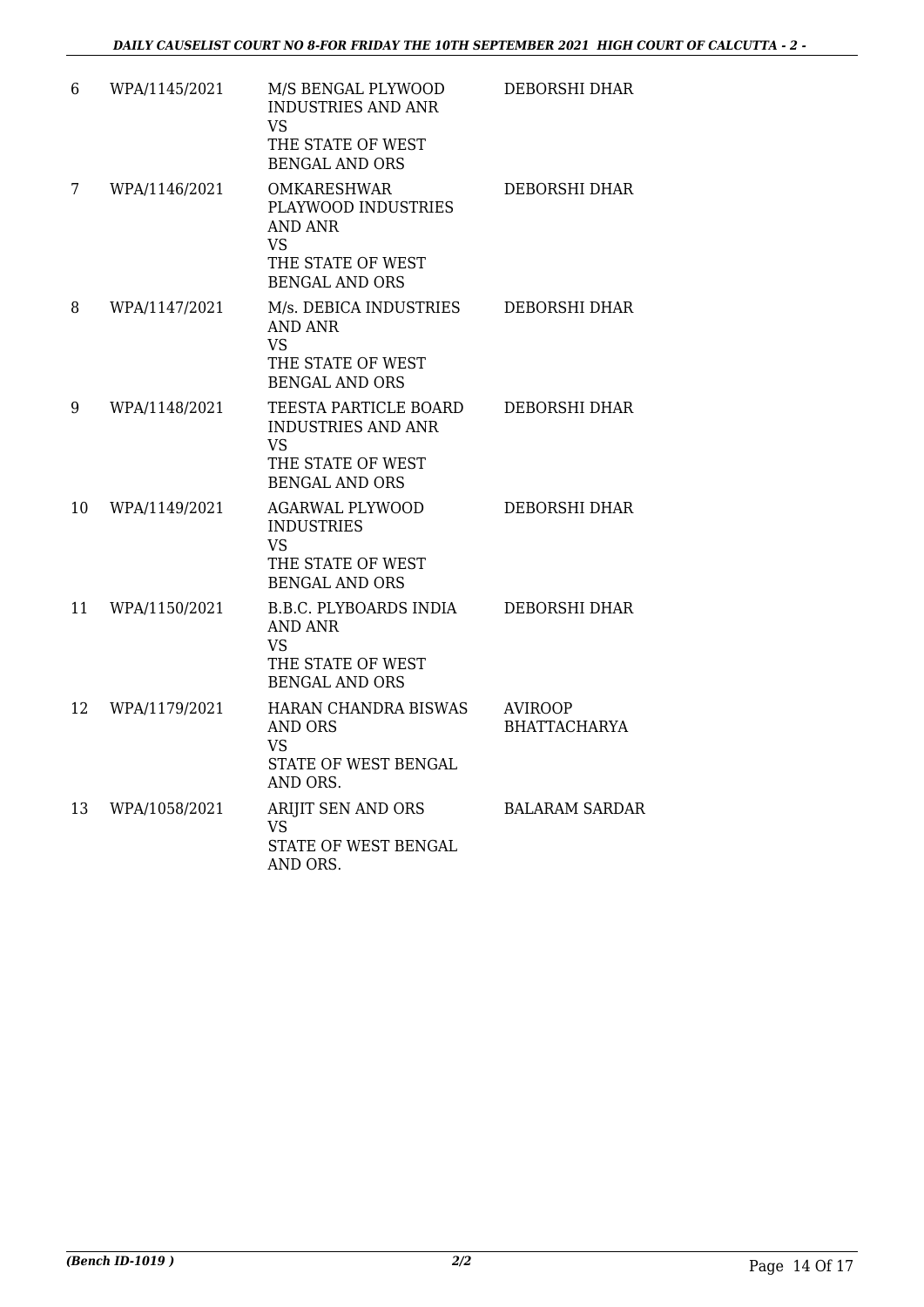| 6 | WPA/1145/2021 | M/S BENGAL PLYWOOD INDUSTRIES AND ANR VS THE STATE OF WEST BENGAL AND ORS | DEBORSHI DHAR |
|---|---|---|---|
| 7 | WPA/1146/2021 | OMKARESHWAR PLAYWOOD INDUSTRIES AND ANR VS THE STATE OF WEST BENGAL AND ORS | DEBORSHI DHAR |
| 8 | WPA/1147/2021 | M/s. DEBICA INDUSTRIES AND ANR VS THE STATE OF WEST BENGAL AND ORS | DEBORSHI DHAR |
| 9 | WPA/1148/2021 | TEESTA PARTICLE BOARD INDUSTRIES AND ANR VS THE STATE OF WEST BENGAL AND ORS | DEBORSHI DHAR |
| 10 | WPA/1149/2021 | AGARWAL PLYWOOD INDUSTRIES VS THE STATE OF WEST BENGAL AND ORS | DEBORSHI DHAR |
| 11 | WPA/1150/2021 | B.B.C. PLYBOARDS INDIA AND ANR VS THE STATE OF WEST BENGAL AND ORS | DEBORSHI DHAR |
| 12 | WPA/1179/2021 | HARAN CHANDRA BISWAS AND ORS VS STATE OF WEST BENGAL AND ORS. | AVIROOP BHATTACHARYA |
| 13 | WPA/1058/2021 | ARIJIT SEN AND ORS VS STATE OF WEST BENGAL AND ORS. | BALARAM SARDAR |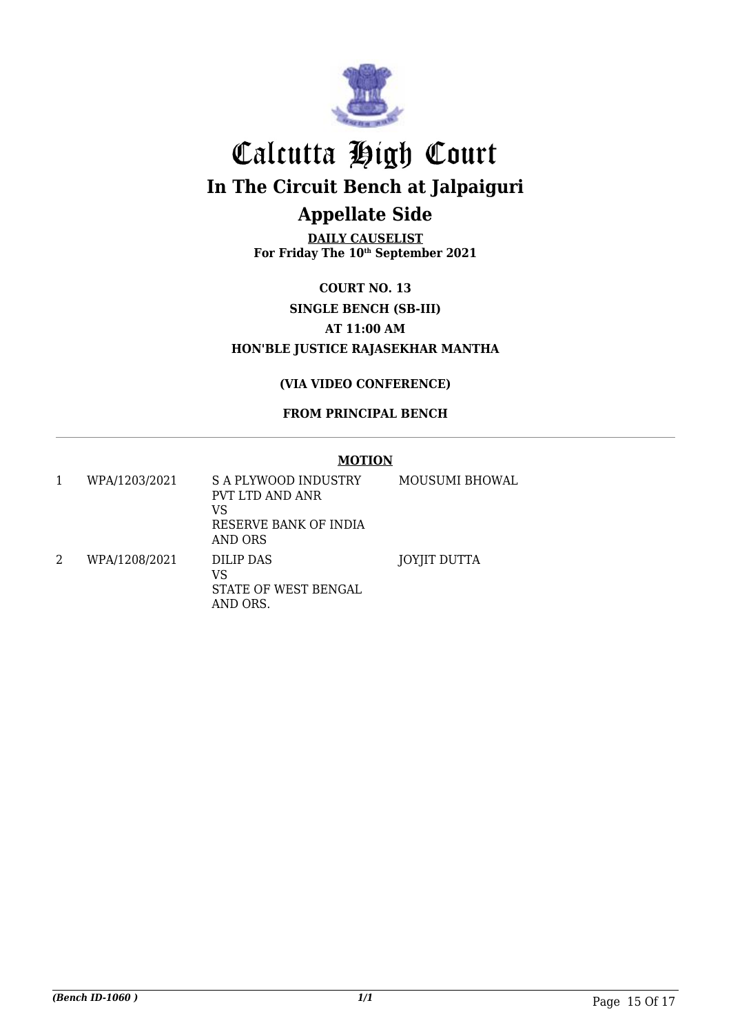# Calcutta High Court

## In The Circuit Bench at Jalpaiguri

## Appellate Side

**DAILY CAUSELIST**
**For Friday The 10th September 2021**

**COURT NO. 13**

**SINGLE BENCH (SB-III)**

**AT 11:00 AM**

**HON'BLE JUSTICE RAJASEKHAR MANTHA**

**(VIA VIDEO CONFERENCE)**

**FROM PRINCIPAL BENCH**

**MOTION**

| | | | |
|---|---|---|---|
| 1 | WPA/1203/2021 | S A PLYWOOD INDUSTRY PVT LTD AND ANR<br>VS<br>RESERVE BANK OF INDIA AND ORS | MOUSUMI BHOWAL |
| 2 | WPA/1208/2021 | DILIP DAS<br>VS<br>STATE OF WEST BENGAL AND ORS. | JOYJIT DUTTA |

*(Bench ID-1060 )*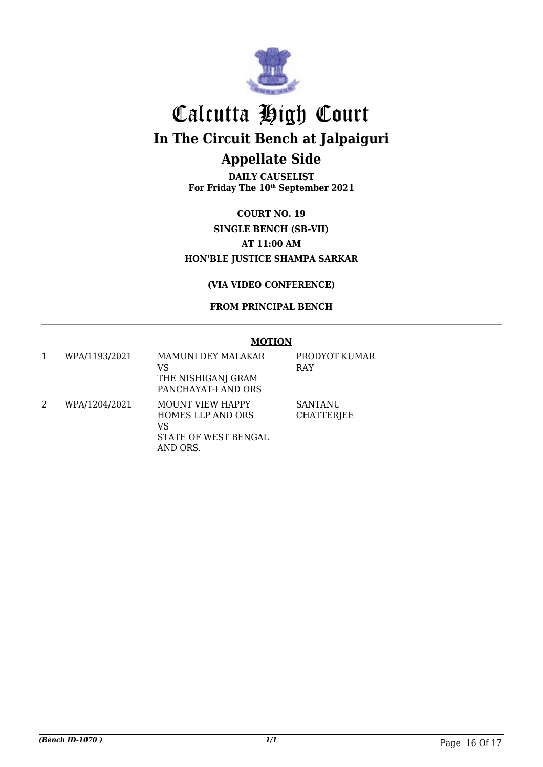# Calcutta High Court

## In The Circuit Bench at Jalpaiguri

## Appellate Side

**DAILY CAUSELIST**
**For Friday The 10th September 2021**

**COURT NO. 19**
**SINGLE BENCH (SB-VII)**
**AT 11:00 AM**
**HON'BLE JUSTICE SHAMPA SARKAR**

**(VIA VIDEO CONFERENCE)**

**FROM PRINCIPAL BENCH**

**MOTION**

| | | | |
|---|---|---|---|
| 1 | WPA/1193/2021 | MAMUNI DEY MALAKAR<br>VS<br>THE NISHIGANJ GRAM PANCHAYAT-I AND ORS | PRODYOT KUMAR RAY |
| 2 | WPA/1204/2021 | MOUNT VIEW HAPPY HOMES LLP AND ORS<br>VS<br>STATE OF WEST BENGAL AND ORS. | SANTANU CHATTERJEE |

*(Bench ID-1070 )*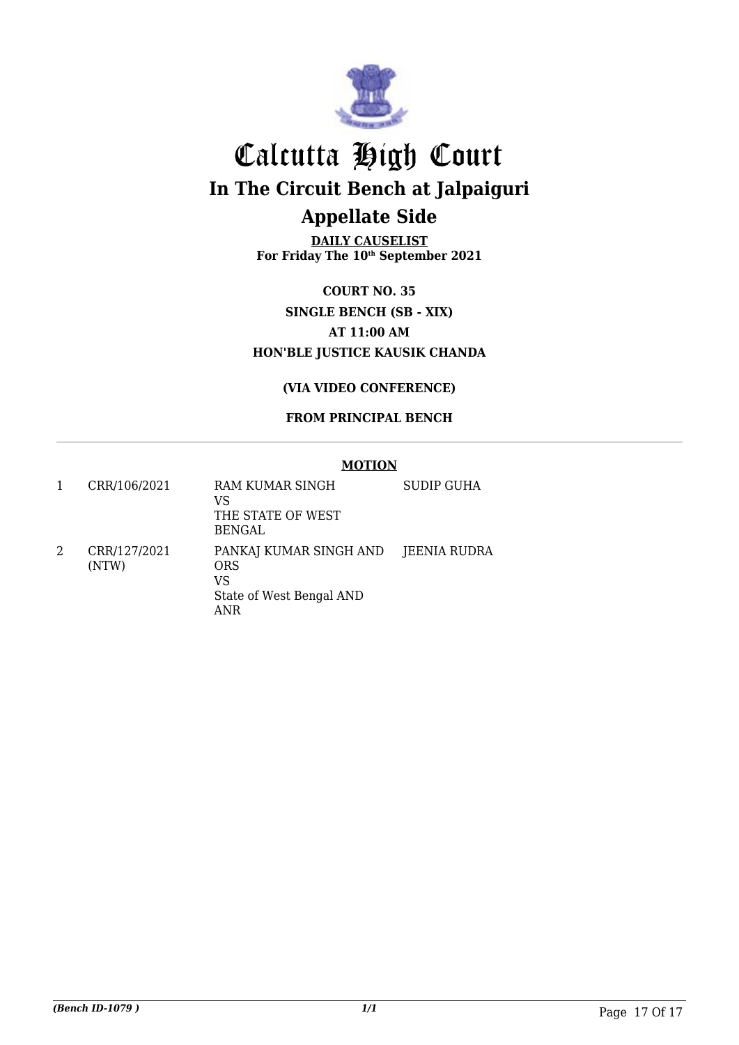# Calcutta High Court

## In The Circuit Bench at Jalpaiguri

## Appellate Side

**DAILY CAUSELIST**
**For Friday The 10th September 2021**

**COURT NO. 35**
**SINGLE BENCH (SB - XIX)**
**AT 11:00 AM**
**HON'BLE JUSTICE KAUSIK CHANDA**

**(VIA VIDEO CONFERENCE)**

**FROM PRINCIPAL BENCH**

**MOTION**

| | | | |
|---|---|---|---|
| 1 | CRR/106/2021 | RAM KUMAR SINGH<br>VS<br>THE STATE OF WEST BENGAL | SUDIP GUHA |
| 2 | CRR/127/2021 (NTW) | PANKAJ KUMAR SINGH AND ORS<br>VS<br>State of West Bengal AND ANR | JEENIA RUDRA |